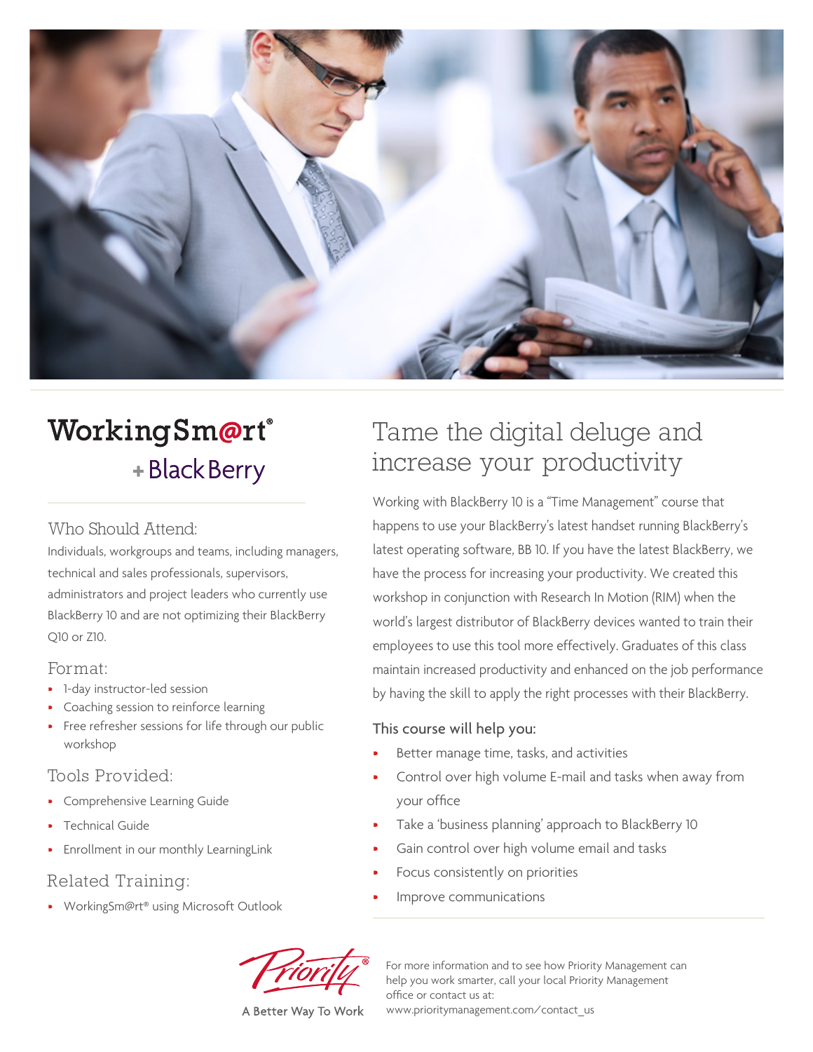# WorkingSm@rt®
## + BlackBerry

### Who Should Attend:

Individuals, workgroups and teams, including managers, technical and sales professionals, supervisors, administrators and project leaders who currently use BlackBerry 10 and are not optimizing their BlackBerry Q10 or Z10.

### Format:

- 1-day instructor-led session
- Coaching session to reinforce learning
- Free refresher sessions for life through our public workshop

### Tools Provided:

- Comprehensive Learning Guide
- Technical Guide
- Enrollment in our monthly LearningLink

### Related Training:

- WorkingSm@rt® using Microsoft Outlook

## Tame the digital deluge and increase your productivity

Working with BlackBerry 10 is a "Time Management" course that happens to use your BlackBerry's latest handset running BlackBerry's latest operating software, BB 10. If you have the latest BlackBerry, we have the process for increasing your productivity. We created this workshop in conjunction with Research In Motion (RIM) when the world's largest distributor of BlackBerry devices wanted to train their employees to use this tool more effectively. Graduates of this class maintain increased productivity and enhanced on the job performance by having the skill to apply the right processes with their BlackBerry.

### This course will help you:

- Better manage time, tasks, and activities
- Control over high volume E-mail and tasks when away from your office
- Take a 'business planning' approach to BlackBerry 10
- Gain control over high volume email and tasks
- Focus consistently on priorities
- Improve communications

Priority® — A Better Way To Work

For more information and to see how Priority Management can help you work smarter, call your local Priority Management office or contact us at:
www.prioritymanagement.com/contact_us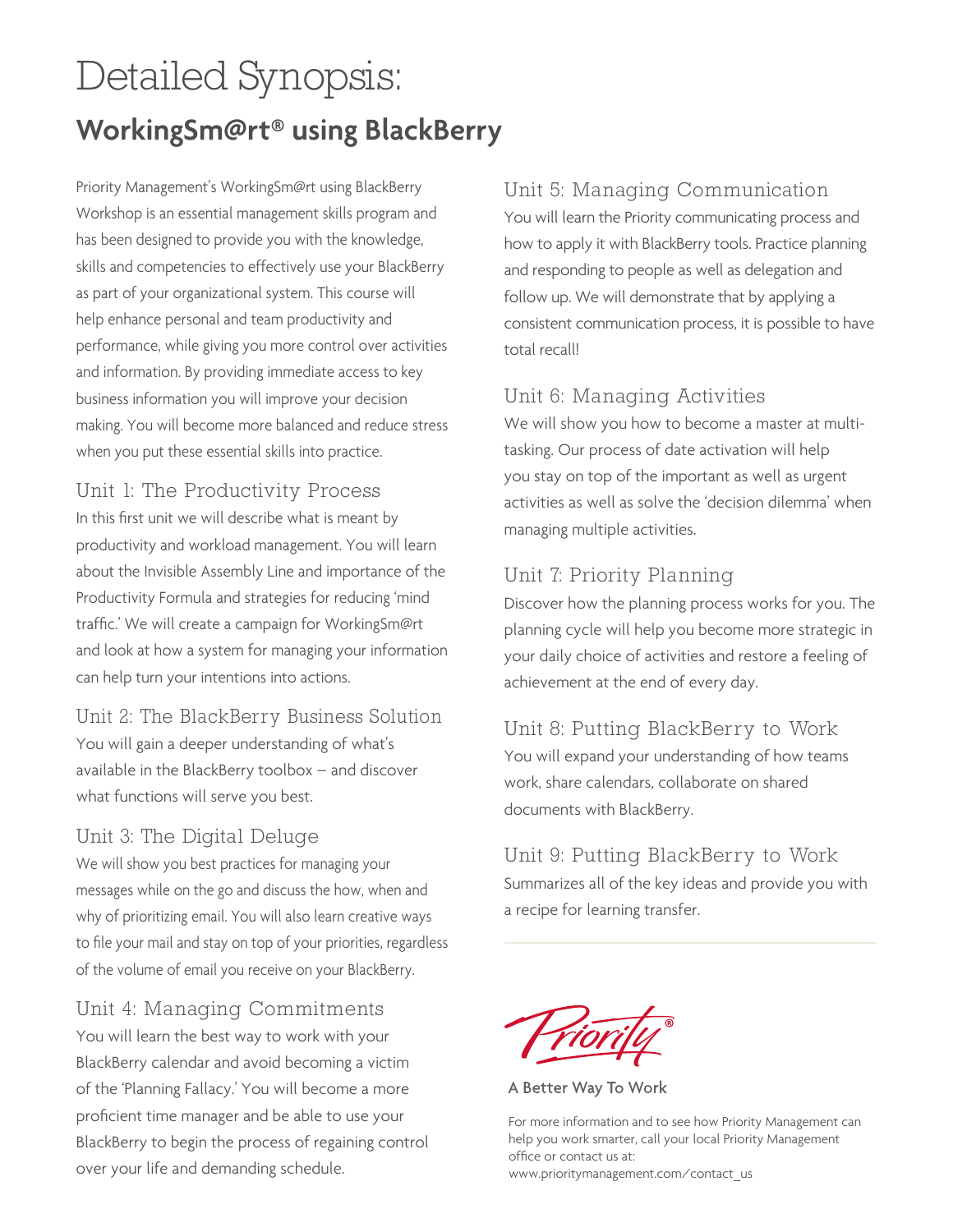# Detailed Synopsis:

## WorkingSm@rt® using BlackBerry

Priority Management's WorkingSm@rt using BlackBerry Workshop is an essential management skills program and has been designed to provide you with the knowledge, skills and competencies to effectively use your BlackBerry as part of your organizational system. This course will help enhance personal and team productivity and performance, while giving you more control over activities and information. By providing immediate access to key business information you will improve your decision making. You will become more balanced and reduce stress when you put these essential skills into practice.

### Unit 1: The Productivity Process

In this first unit we will describe what is meant by productivity and workload management. You will learn about the Invisible Assembly Line and importance of the Productivity Formula and strategies for reducing 'mind traffic.' We will create a campaign for WorkingSm@rt and look at how a system for managing your information can help turn your intentions into actions.

### Unit 2: The BlackBerry Business Solution

You will gain a deeper understanding of what's available in the BlackBerry toolbox – and discover what functions will serve you best.

### Unit 3: The Digital Deluge

We will show you best practices for managing your messages while on the go and discuss the how, when and why of prioritizing email. You will also learn creative ways to file your mail and stay on top of your priorities, regardless of the volume of email you receive on your BlackBerry.

### Unit 4: Managing Commitments

You will learn the best way to work with your BlackBerry calendar and avoid becoming a victim of the 'Planning Fallacy.' You will become a more proficient time manager and be able to use your BlackBerry to begin the process of regaining control over your life and demanding schedule.

### Unit 5: Managing Communication

You will learn the Priority communicating process and how to apply it with BlackBerry tools. Practice planning and responding to people as well as delegation and follow up. We will demonstrate that by applying a consistent communication process, it is possible to have total recall!

### Unit 6: Managing Activities

We will show you how to become a master at multi-tasking. Our process of date activation will help you stay on top of the important as well as urgent activities as well as solve the 'decision dilemma' when managing multiple activities.

### Unit 7: Priority Planning

Discover how the planning process works for you. The planning cycle will help you become more strategic in your daily choice of activities and restore a feeling of achievement at the end of every day.

### Unit 8: Putting BlackBerry to Work

You will expand your understanding of how teams work, share calendars, collaborate on shared documents with BlackBerry.

### Unit 9: Putting BlackBerry to Work

Summarizes all of the key ideas and provide you with a recipe for learning transfer.

---

Priority®

**A Better Way To Work**

For more information and to see how Priority Management can help you work smarter, call your local Priority Management office or contact us at:
www.prioritymanagement.com/contact_us